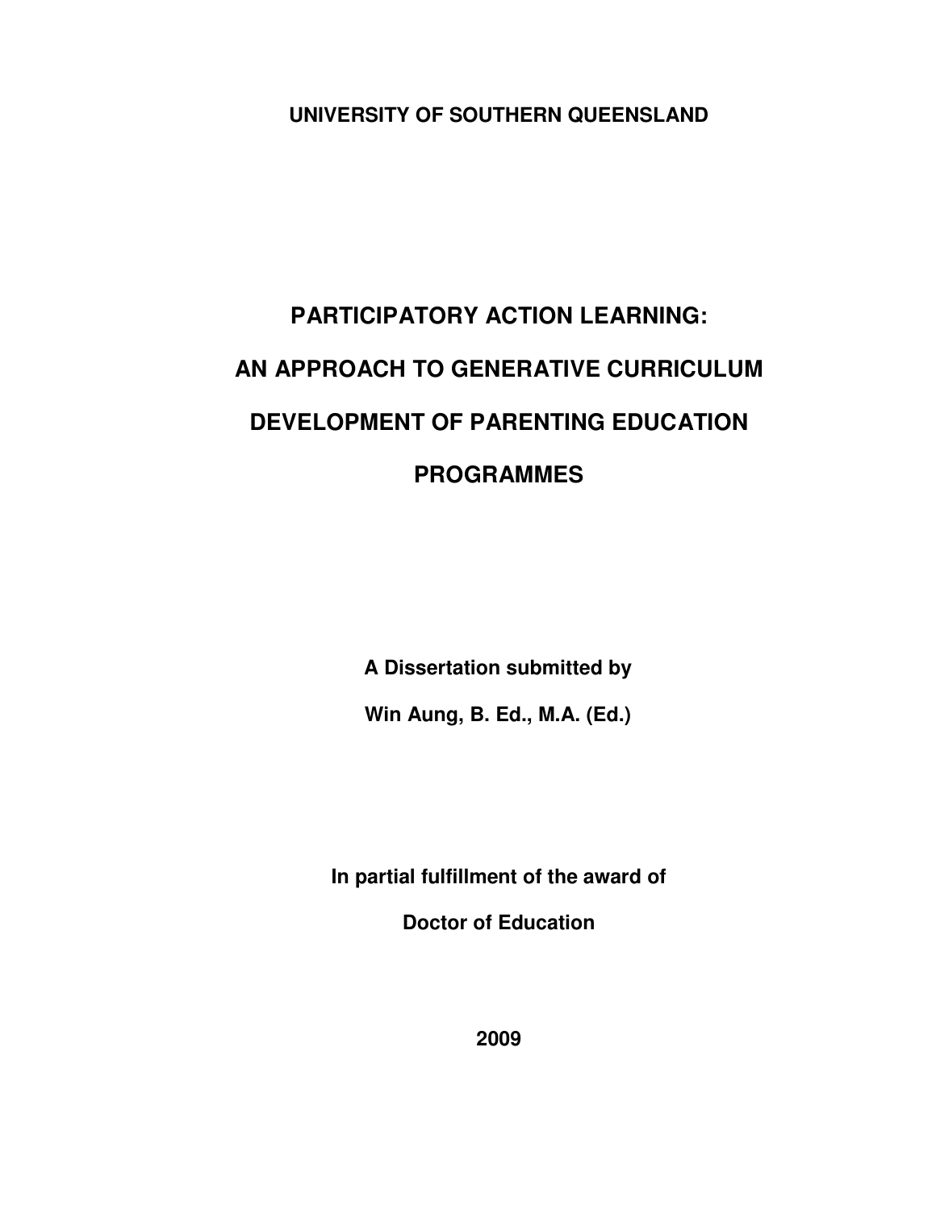**UNIVERSITY OF SOUTHERN QUEENSLAND**

# PARTICIPATORY ACTION LEARNING: AN APPROACH TO GENERATIVE CURRICULUM DEVELOPMENT OF PARENTING EDUCATION PROGRAMMES

**A Dissertation submitted by**

**Win Aung, B. Ed., M.A. (Ed.)**

**In partial fulfillment of the award of**

**Doctor of Education**

**2009**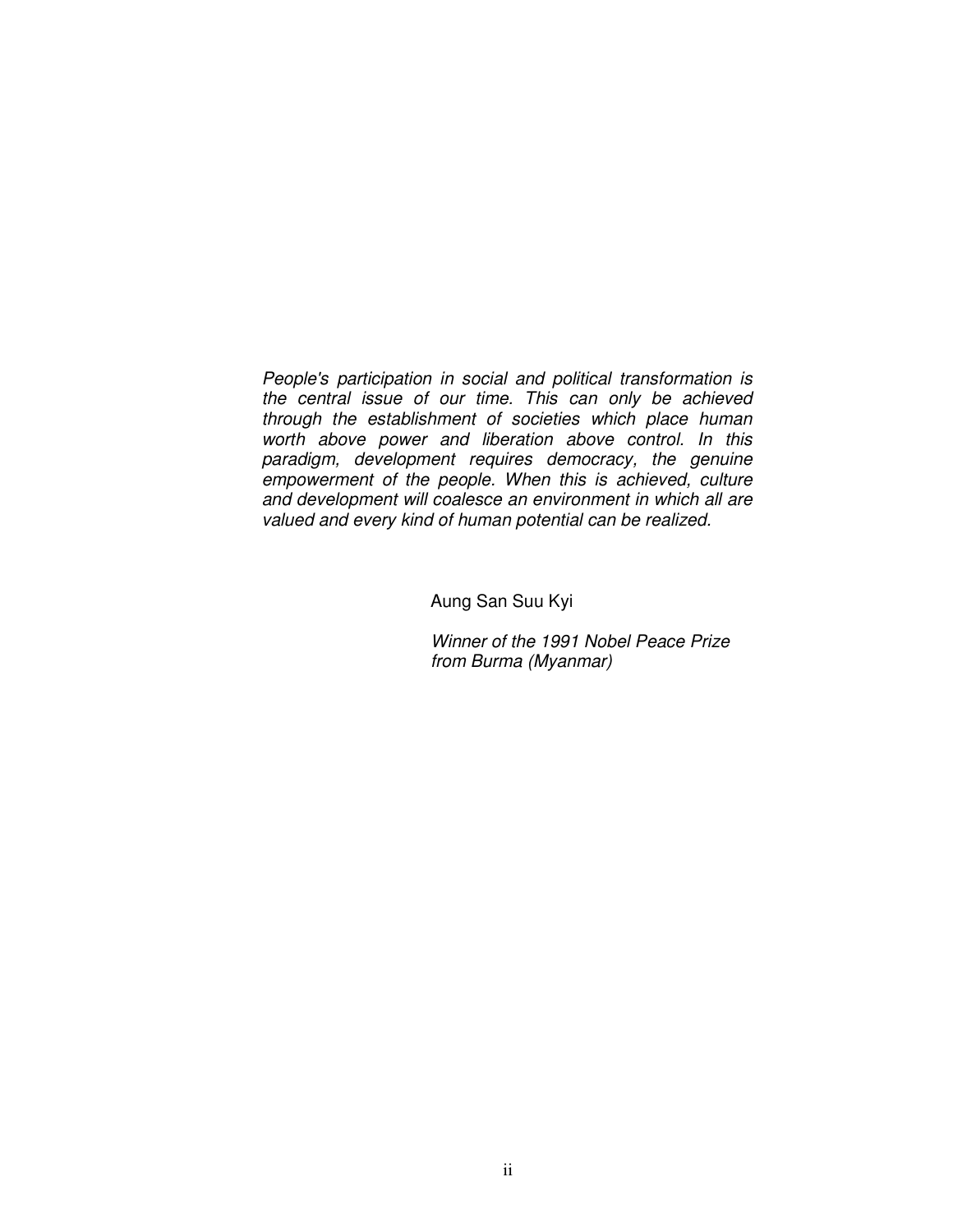*People's participation in social and political transformation is the central issue of our time. This can only be achieved through the establishment of societies which place human worth above power and liberation above control. In this paradigm, development requires democracy, the genuine empowerment of the people. When this is achieved, culture and development will coalesce an environment in which all are valued and every kind of human potential can be realized*.

Aung San Suu Kyi

*Winner of the 1991 Nobel Peace Prize from Burma (Myanmar)*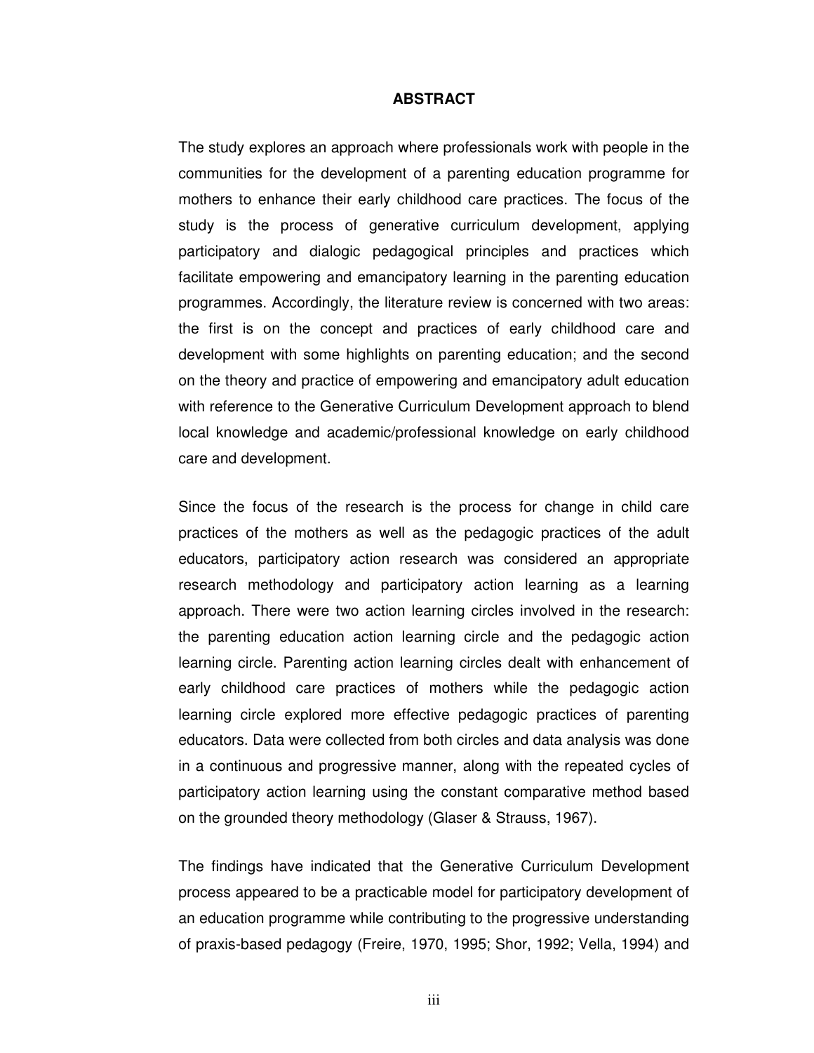## ABSTRACT

The study explores an approach where professionals work with people in the communities for the development of a parenting education programme for mothers to enhance their early childhood care practices. The focus of the study is the process of generative curriculum development, applying participatory and dialogic pedagogical principles and practices which facilitate empowering and emancipatory learning in the parenting education programmes. Accordingly, the literature review is concerned with two areas: the first is on the concept and practices of early childhood care and development with some highlights on parenting education; and the second on the theory and practice of empowering and emancipatory adult education with reference to the Generative Curriculum Development approach to blend local knowledge and academic/professional knowledge on early childhood care and development.

Since the focus of the research is the process for change in child care practices of the mothers as well as the pedagogic practices of the adult educators, participatory action research was considered an appropriate research methodology and participatory action learning as a learning approach. There were two action learning circles involved in the research: the parenting education action learning circle and the pedagogic action learning circle. Parenting action learning circles dealt with enhancement of early childhood care practices of mothers while the pedagogic action learning circle explored more effective pedagogic practices of parenting educators. Data were collected from both circles and data analysis was done in a continuous and progressive manner, along with the repeated cycles of participatory action learning using the constant comparative method based on the grounded theory methodology (Glaser & Strauss, 1967).

The findings have indicated that the Generative Curriculum Development process appeared to be a practicable model for participatory development of an education programme while contributing to the progressive understanding of praxis-based pedagogy (Freire, 1970, 1995; Shor, 1992; Vella, 1994) and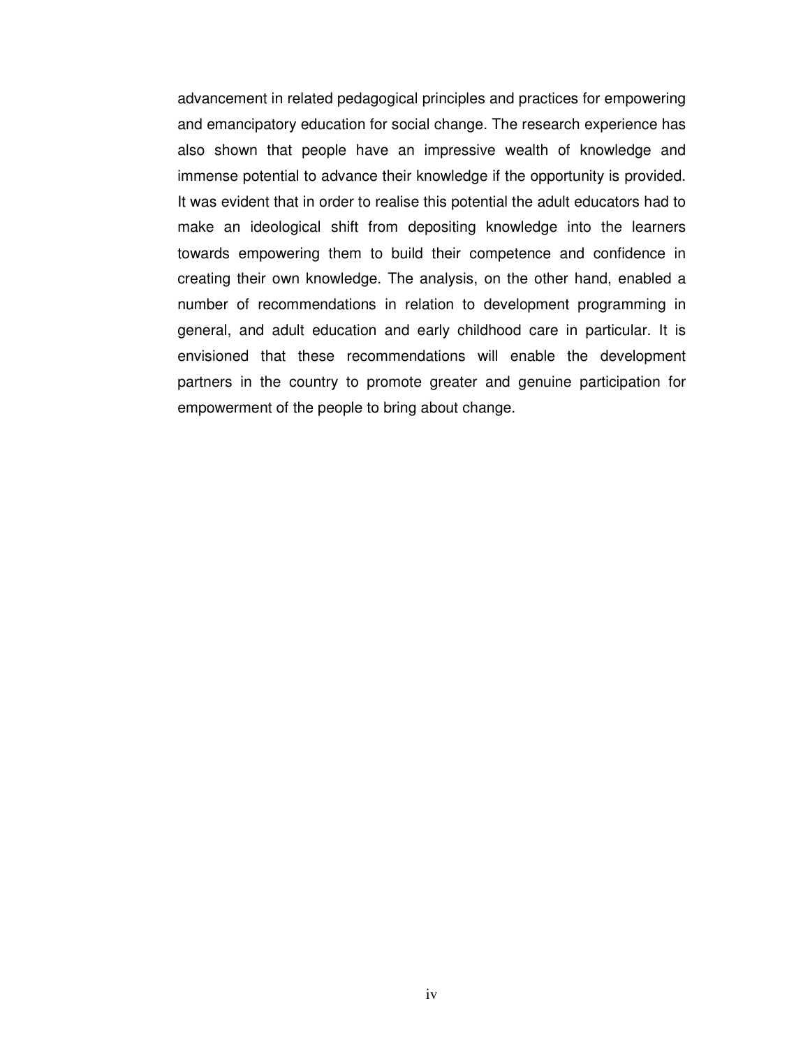advancement in related pedagogical principles and practices for empowering and emancipatory education for social change. The research experience has also shown that people have an impressive wealth of knowledge and immense potential to advance their knowledge if the opportunity is provided. It was evident that in order to realise this potential the adult educators had to make an ideological shift from depositing knowledge into the learners towards empowering them to build their competence and confidence in creating their own knowledge. The analysis, on the other hand, enabled a number of recommendations in relation to development programming in general, and adult education and early childhood care in particular. It is envisioned that these recommendations will enable the development partners in the country to promote greater and genuine participation for empowerment of the people to bring about change.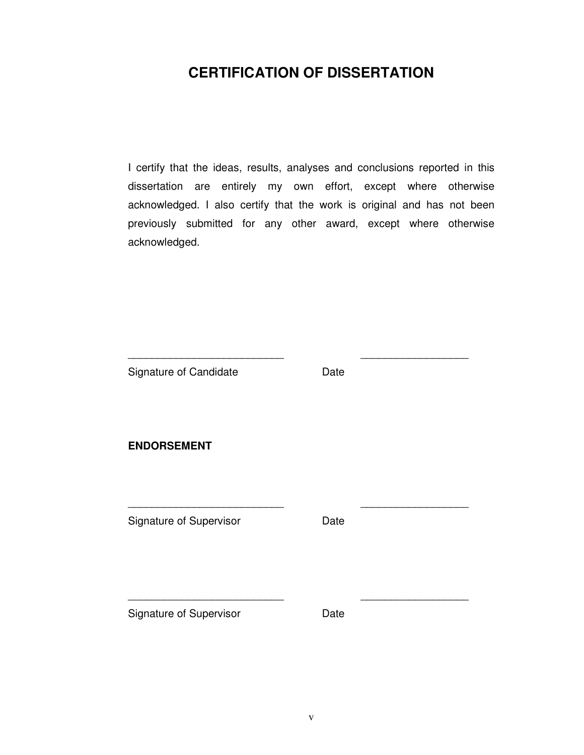# CERTIFICATION OF DISSERTATION

I certify that the ideas, results, analyses and conclusions reported in this dissertation are entirely my own effort, except where otherwise acknowledged. I also certify that the work is original and has not been previously submitted for any other award, except where otherwise acknowledged.

___________________________ ___________________

Signature of Candidate Date

**ENDORSEMENT**

___________________________ ___________________

Signature of Supervisor Date

___________________________ ___________________

Signature of Supervisor Date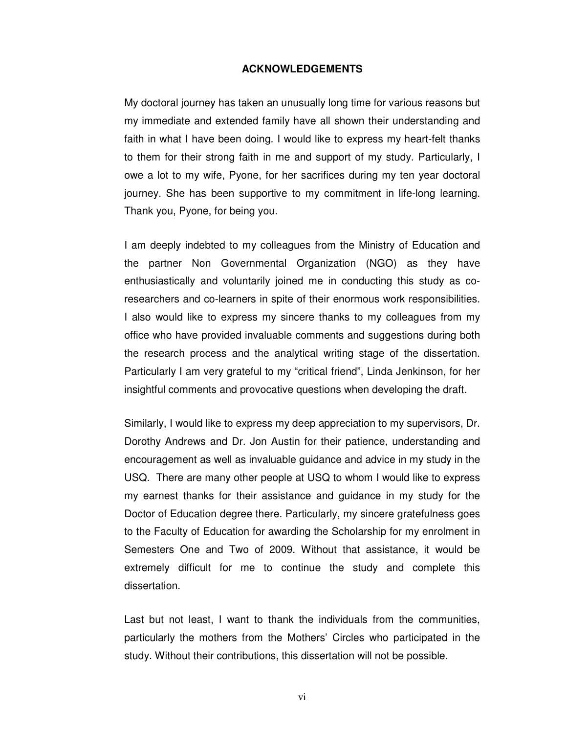# ACKNOWLEDGEMENTS

My doctoral journey has taken an unusually long time for various reasons but my immediate and extended family have all shown their understanding and faith in what I have been doing. I would like to express my heart-felt thanks to them for their strong faith in me and support of my study. Particularly, I owe a lot to my wife, Pyone, for her sacrifices during my ten year doctoral journey. She has been supportive to my commitment in life-long learning. Thank you, Pyone, for being you.

I am deeply indebted to my colleagues from the Ministry of Education and the partner Non Governmental Organization (NGO) as they have enthusiastically and voluntarily joined me in conducting this study as co-researchers and co-learners in spite of their enormous work responsibilities. I also would like to express my sincere thanks to my colleagues from my office who have provided invaluable comments and suggestions during both the research process and the analytical writing stage of the dissertation. Particularly I am very grateful to my "critical friend", Linda Jenkinson, for her insightful comments and provocative questions when developing the draft.

Similarly, I would like to express my deep appreciation to my supervisors, Dr. Dorothy Andrews and Dr. Jon Austin for their patience, understanding and encouragement as well as invaluable guidance and advice in my study in the USQ. There are many other people at USQ to whom I would like to express my earnest thanks for their assistance and guidance in my study for the Doctor of Education degree there. Particularly, my sincere gratefulness goes to the Faculty of Education for awarding the Scholarship for my enrolment in Semesters One and Two of 2009. Without that assistance, it would be extremely difficult for me to continue the study and complete this dissertation.

Last but not least, I want to thank the individuals from the communities, particularly the mothers from the Mothers' Circles who participated in the study. Without their contributions, this dissertation will not be possible.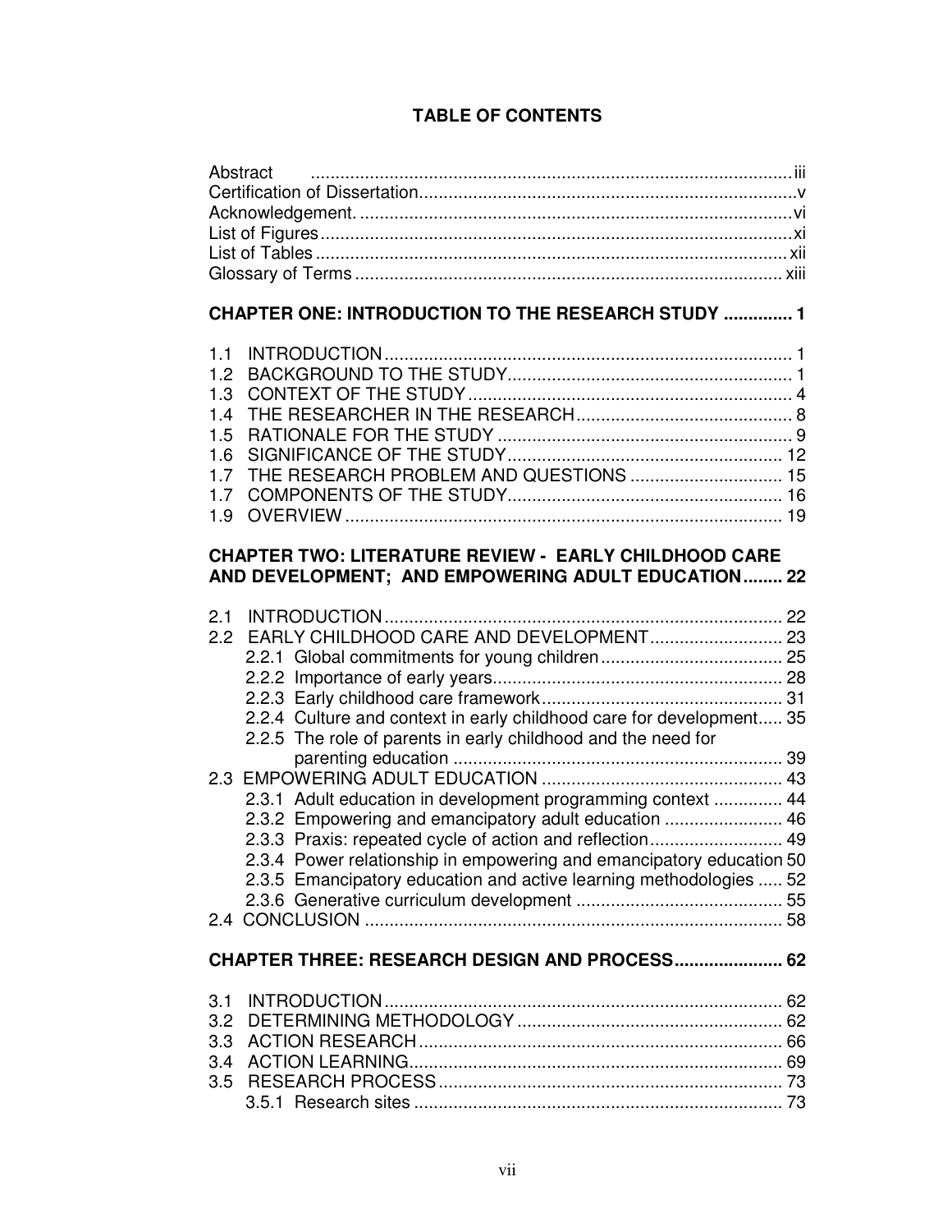# TABLE OF CONTENTS

Abstract ..................................................................................................... iii
Certification of Dissertation............................................................................v
Acknowledgement. .........................................................................................vi
List of Figures.................................................................................................xi
List of Tables .................................................................................................xii
Glossary of Terms ........................................................................................ xiii

**CHAPTER ONE: INTRODUCTION TO THE RESEARCH STUDY ............. 1**

1.1 INTRODUCTION.................................................................................. 1
1.2 BACKGROUND TO THE STUDY.......................................................... 1
1.3 CONTEXT OF THE STUDY.................................................................. 4
1.4 THE RESEARCHER IN THE RESEARCH............................................ 8
1.5 RATIONALE FOR THE STUDY ............................................................ 9
1.6 SIGNIFICANCE OF THE STUDY........................................................ 12
1.7 THE RESEARCH PROBLEM AND QUESTIONS ............................... 15
1.7 COMPONENTS OF THE STUDY........................................................ 16
1.9 OVERVIEW ......................................................................................... 19

**CHAPTER TWO: LITERATURE REVIEW - EARLY CHILDHOOD CARE AND DEVELOPMENT; AND EMPOWERING ADULT EDUCATION........ 22**

2.1 INTRODUCTION................................................................................. 22
2.2 EARLY CHILDHOOD CARE AND DEVELOPMENT........................... 23
  2.2.1 Global commitments for young children..................................... 25
  2.2.2 Importance of early years........................................................... 28
  2.2.3 Early childhood care framework................................................. 31
  2.2.4 Culture and context in early childhood care for development..... 35
  2.2.5 The role of parents in early childhood and the need for parenting education ................................................................... 39
2.3 EMPOWERING ADULT EDUCATION ................................................. 43
  2.3.1 Adult education in development programming context .............. 44
  2.3.2 Empowering and emancipatory adult education ........................ 46
  2.3.3 Praxis: repeated cycle of action and reflection........................... 49
  2.3.4 Power relationship in empowering and emancipatory education 50
  2.3.5 Emancipatory education and active learning methodologies ..... 52
  2.3.6 Generative curriculum development .......................................... 55
2.4 CONCLUSION .................................................................................... 58

**CHAPTER THREE: RESEARCH DESIGN AND PROCESS...................... 62**

3.1 INTRODUCTION................................................................................. 62
3.2 DETERMINING METHODOLOGY ...................................................... 62
3.3 ACTION RESEARCH .......................................................................... 66
3.4 ACTION LEARNING............................................................................ 69
3.5 RESEARCH PROCESS...................................................................... 73
  3.5.1 Research sites ........................................................................... 73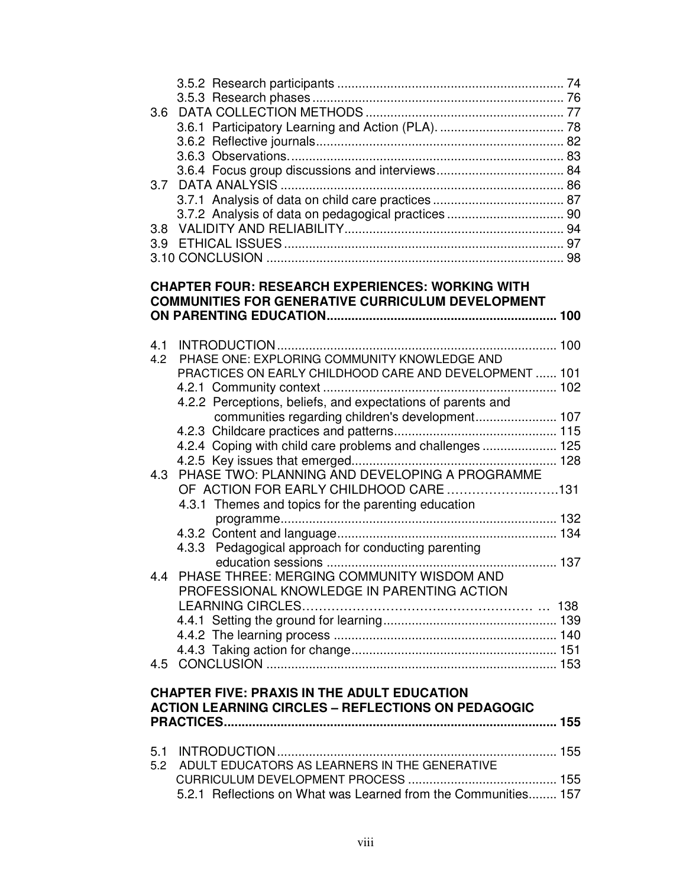3.5.2 Research participants ............................................................... 74
3.5.3 Research phases ...................................................................... 76
3.6 DATA COLLECTION METHODS ........................................................ 77
3.6.1 Participatory Learning and Action (PLA). ................................... 78
3.6.2 Reflective journals ..................................................................... 82
3.6.3 Observations. ............................................................................ 83
3.6.4 Focus group discussions and interviews .................................... 84
3.7 DATA ANALYSIS ................................................................................ 86
3.7.1 Analysis of data on child care practices ..................................... 87
3.7.2 Analysis of data on pedagogical practices ................................. 90
3.8 VALIDITY AND RELIABILITY ............................................................. 94
3.9 ETHICAL ISSUES ............................................................................... 97
3.10 CONCLUSION ................................................................................... 98

**CHAPTER FOUR: RESEARCH EXPERIENCES: WORKING WITH COMMUNITIES FOR GENERATIVE CURRICULUM DEVELOPMENT ON PARENTING EDUCATION ................................................................ 100**

4.1 INTRODUCTION ............................................................................... 100
4.2 PHASE ONE: EXPLORING COMMUNITY KNOWLEDGE AND PRACTICES ON EARLY CHILDHOOD CARE AND DEVELOPMENT ...... 101
4.2.1 Community context ................................................................. 102
4.2.2 Perceptions, beliefs, and expectations of parents and communities regarding children's development ....................... 107
4.2.3 Childcare practices and patterns ............................................. 115
4.2.4 Coping with child care problems and challenges ..................... 125
4.2.5 Key issues that emerged ......................................................... 128
4.3 PHASE TWO: PLANNING AND DEVELOPING A PROGRAMME OF ACTION FOR EARLY CHILDHOOD CARE ..............................131
4.3.1 Themes and topics for the parenting education programme ............................................................................. 132
4.3.2 Content and language ............................................................. 134
4.3.3 Pedagogical approach for conducting parenting education sessions ................................................................. 137
4.4 PHASE THREE: MERGING COMMUNITY WISDOM AND PROFESSIONAL KNOWLEDGE IN PARENTING ACTION LEARNING CIRCLES ........................................................... 138
4.4.1 Setting the ground for learning ................................................. 139
4.4.2 The learning process ............................................................... 140
4.4.3 Taking action for change .......................................................... 151
4.5 CONCLUSION ................................................................................. 153

**CHAPTER FIVE: PRAXIS IN THE ADULT EDUCATION ACTION LEARNING CIRCLES – REFLECTIONS ON PEDAGOGIC PRACTICES ............................................................................................ 155**

5.1 INTRODUCTION ............................................................................... 155
5.2 ADULT EDUCATORS AS LEARNERS IN THE GENERATIVE CURRICULUM DEVELOPMENT PROCESS .......................................... 155
5.2.1 Reflections on What was Learned from the Communities........ 157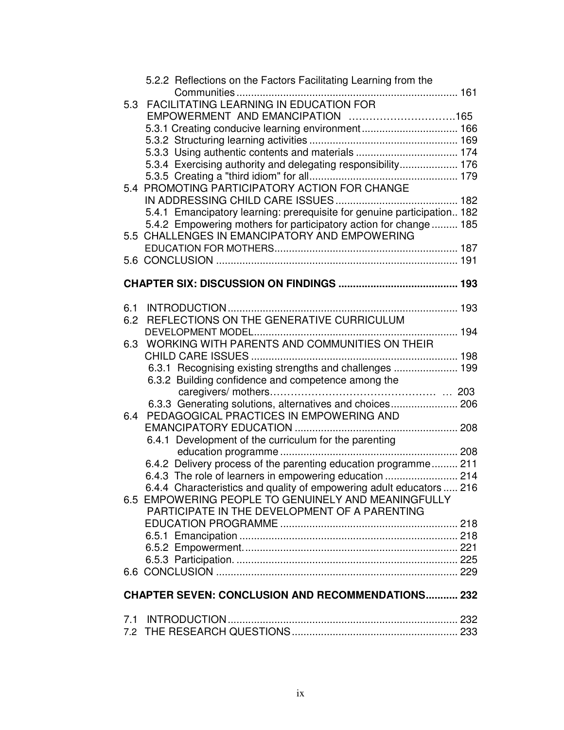5.2.2 Reflections on the Factors Facilitating Learning from the Communities ........................................................................... 161

5.3 FACILITATING LEARNING IN EDUCATION FOR EMPOWERMENT AND EMANCIPATION ………………………….165

5.3.1 Creating conducive learning environment ................................. 166

5.3.2 Structuring learning activities ................................................... 169

5.3.3 Using authentic contents and materials ................................... 174

5.3.4 Exercising authority and delegating responsibility.................... 176

5.3.5 Creating a "third idiom" for all.................................................. 179

5.4 PROMOTING PARTICIPATORY ACTION FOR CHANGE IN ADDRESSING CHILD CARE ISSUES .......................................... 182

5.4.1 Emancipatory learning: prerequisite for genuine participation.. 182

5.4.2 Empowering mothers for participatory action for change ......... 185

5.5 CHALLENGES IN EMANCIPATORY AND EMPOWERING EDUCATION FOR MOTHERS............................................................... 187

5.6 CONCLUSION ................................................................................. 191

**CHAPTER SIX: DISCUSSION ON FINDINGS ......................................... 193**

6.1 INTRODUCTION.............................................................................. 193

6.2 REFLECTIONS ON THE GENERATIVE CURRICULUM DEVELOPMENT MODEL...................................................................... 194

6.3 WORKING WITH PARENTS AND COMMUNITIES ON THEIR CHILD CARE ISSUES ...................................................................... 198

6.3.1 Recognising existing strengths and challenges ...................... 199

6.3.2 Building confidence and competence among the caregivers/ mothers………………………………………… … 203

6.3.3 Generating solutions, alternatives and choices....................... 206

6.4 PEDAGOGICAL PRACTICES IN EMPOWERING AND EMANCIPATORY EDUCATION ........................................................ 208

6.4.1 Development of the curriculum for the parenting education programme ............................................................. 208

6.4.2 Delivery process of the parenting education programme......... 211

6.4.3 The role of learners in empowering education ......................... 214

6.4.4 Characteristics and quality of empowering adult educators ..... 216

6.5 EMPOWERING PEOPLE TO GENUINELY AND MEANINGFULLY PARTICIPATE IN THE DEVELOPMENT OF A PARENTING EDUCATION PROGRAMME ............................................................. 218

6.5.1 Emancipation ........................................................................... 218

6.5.2 Empowerment.......................................................................... 221

6.5.3 Participation. ............................................................................ 225

6.6 CONCLUSION ................................................................................. 229

**CHAPTER SEVEN: CONCLUSION AND RECOMMENDATIONS........... 232**

7.1 INTRODUCTION.............................................................................. 232

7.2 THE RESEARCH QUESTIONS......................................................... 233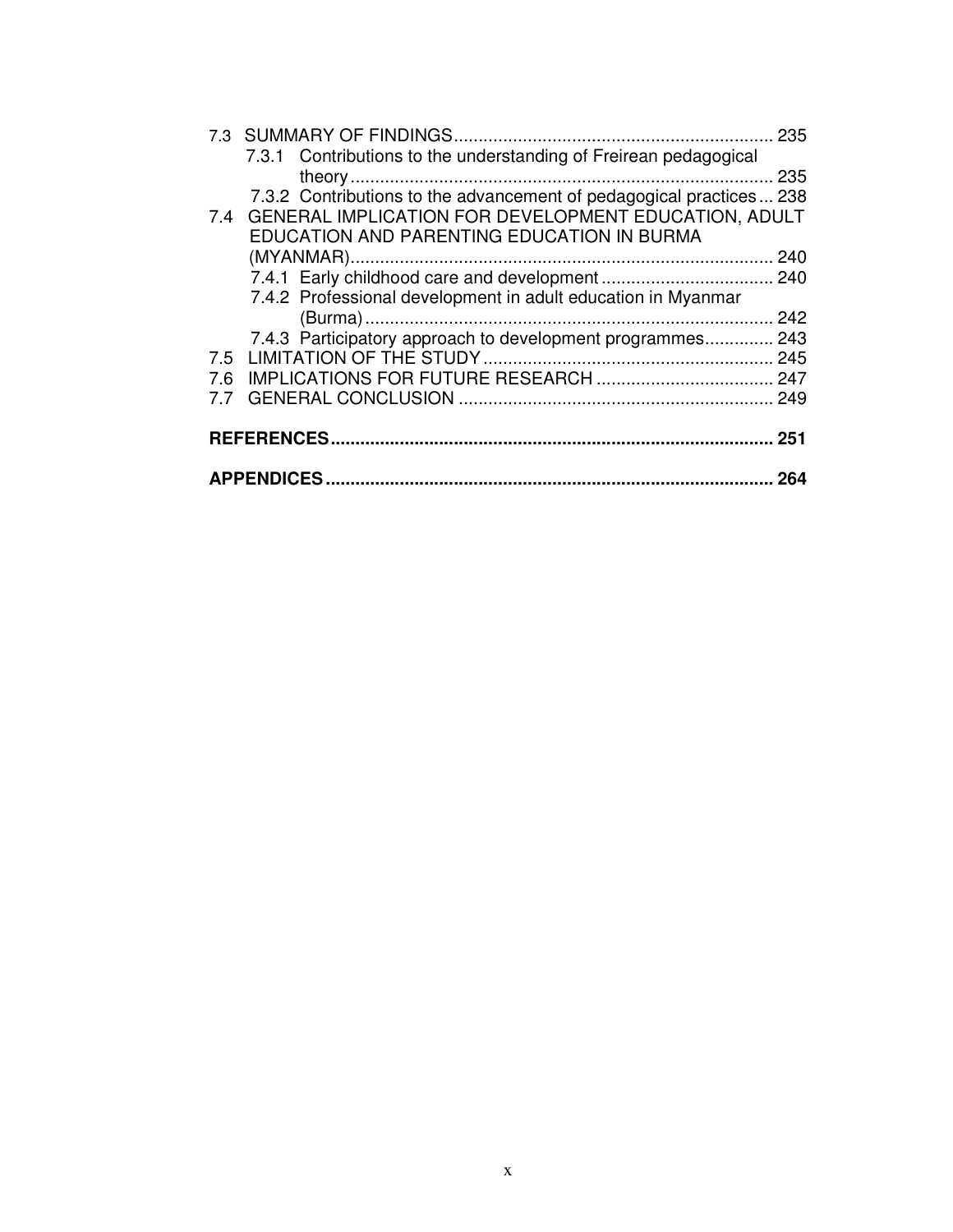7.3 SUMMARY OF FINDINGS ................................................................ 235
    7.3.1 Contributions to the understanding of Freirean pedagogical theory ...................................................................................... 235
    7.3.2 Contributions to the advancement of pedagogical practices ... 238
7.4 GENERAL IMPLICATION FOR DEVELOPMENT EDUCATION, ADULT EDUCATION AND PARENTING EDUCATION IN BURMA (MYANMAR) ...................................................................................... 240
    7.4.1 Early childhood care and development ................................... 240
    7.4.2 Professional development in adult education in Myanmar (Burma) .................................................................................... 242
    7.4.3 Participatory approach to development programmes .............. 243
7.5 LIMITATION OF THE STUDY ........................................................... 245
7.6 IMPLICATIONS FOR FUTURE RESEARCH .................................... 247
7.7 GENERAL CONCLUSION ................................................................ 249

**REFERENCES ........................................................................................ 251**

**APPENDICES ......................................................................................... 264**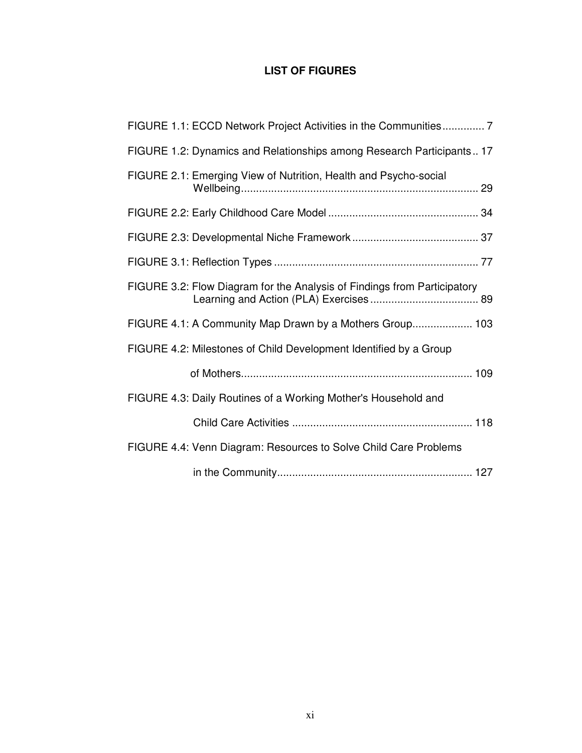# LIST OF FIGURES

FIGURE 1.1: ECCD Network Project Activities in the Communities.............. 7

FIGURE 1.2: Dynamics and Relationships among Research Participants.. 17

FIGURE 2.1: Emerging View of Nutrition, Health and Psycho-social Wellbeing............................................................................... 29

FIGURE 2.2: Early Childhood Care Model .................................................. 34

FIGURE 2.3: Developmental Niche Framework .......................................... 37

FIGURE 3.1: Reflection Types .................................................................... 77

FIGURE 3.2: Flow Diagram for the Analysis of Findings from Participatory Learning and Action (PLA) Exercises .................................... 89

FIGURE 4.1: A Community Map Drawn by a Mothers Group.................... 103

FIGURE 4.2: Milestones of Child Development Identified by a Group of Mothers............................................................................ 109

FIGURE 4.3: Daily Routines of a Working Mother's Household and Child Care Activities ........................................................... 118

FIGURE 4.4: Venn Diagram: Resources to Solve Child Care Problems in the Community................................................................. 127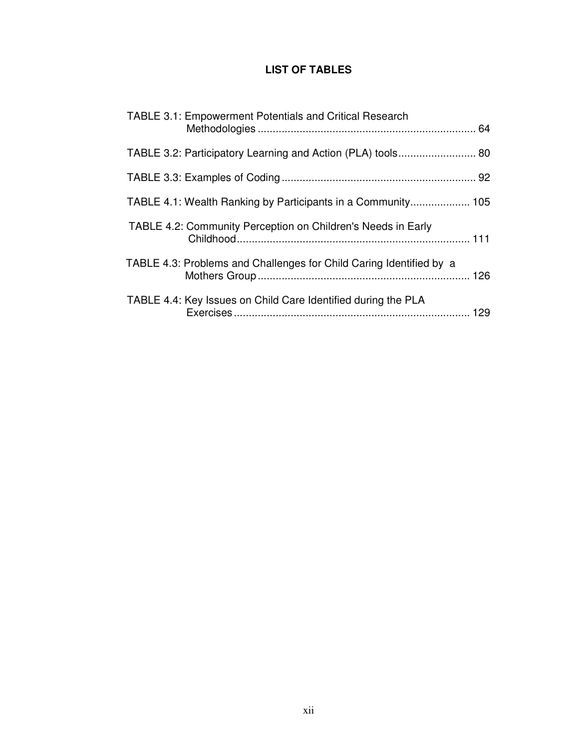# LIST OF TABLES

TABLE 3.1: Empowerment Potentials and Critical Research Methodologies ........................................................................ 64

TABLE 3.2: Participatory Learning and Action (PLA) tools.......................... 80

TABLE 3.3: Examples of Coding ................................................................ 92

TABLE 4.1: Wealth Ranking by Participants in a Community.................... 105

TABLE 4.2: Community Perception on Children's Needs in Early Childhood............................................................................. 111

TABLE 4.3: Problems and Challenges for Child Caring Identified by a Mothers Group ...................................................................... 126

TABLE 4.4: Key Issues on Child Care Identified during the PLA Exercises .............................................................................. 129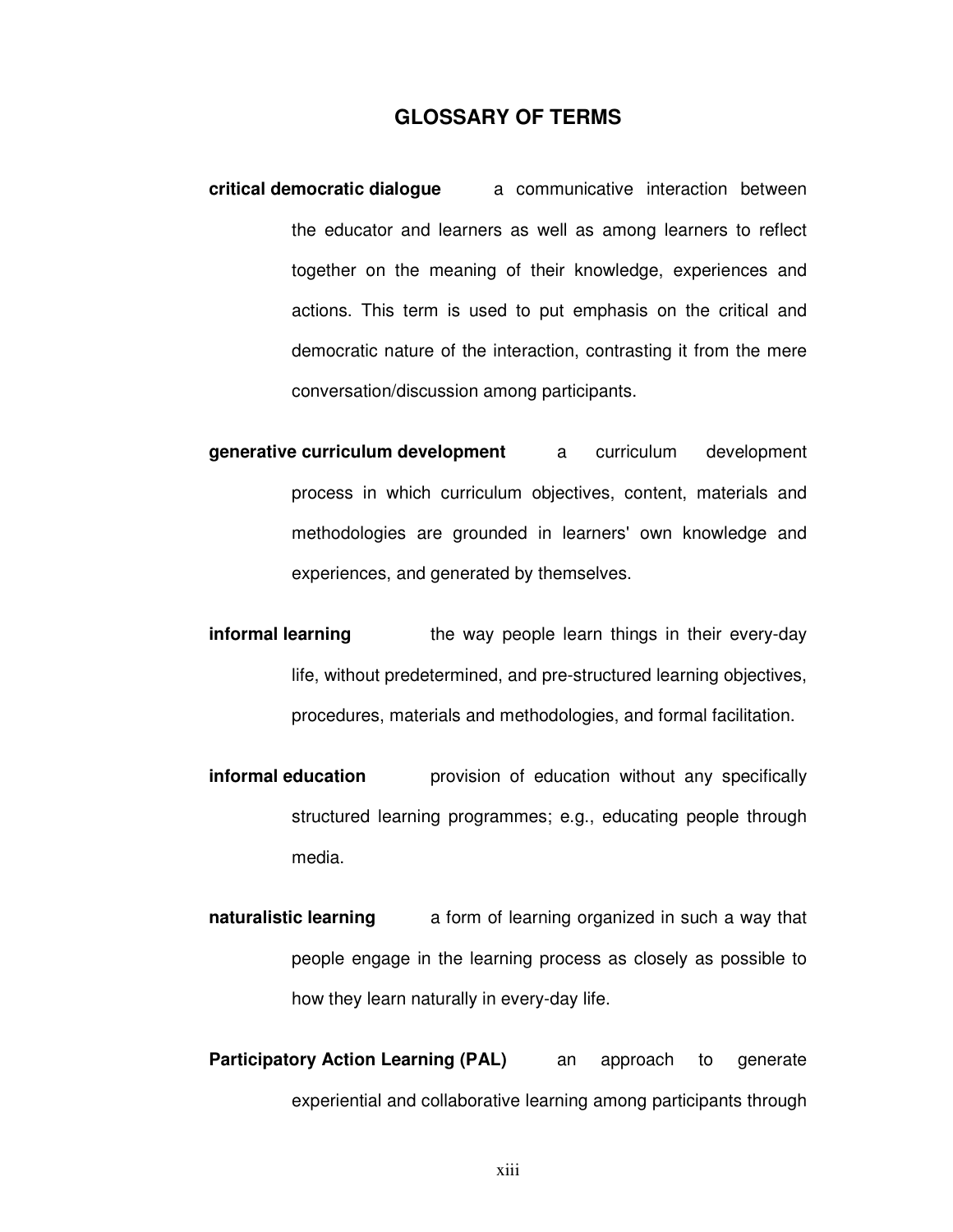## GLOSSARY OF TERMS

**critical democratic dialogue** a communicative interaction between the educator and learners as well as among learners to reflect together on the meaning of their knowledge, experiences and actions. This term is used to put emphasis on the critical and democratic nature of the interaction, contrasting it from the mere conversation/discussion among participants.

**generative curriculum development** a curriculum development process in which curriculum objectives, content, materials and methodologies are grounded in learners' own knowledge and experiences, and generated by themselves.

**informal learning** the way people learn things in their every-day life, without predetermined, and pre-structured learning objectives, procedures, materials and methodologies, and formal facilitation.

**informal education** provision of education without any specifically structured learning programmes; e.g., educating people through media.

**naturalistic learning** a form of learning organized in such a way that people engage in the learning process as closely as possible to how they learn naturally in every-day life.

**Participatory Action Learning (PAL)** an approach to generate experiential and collaborative learning among participants through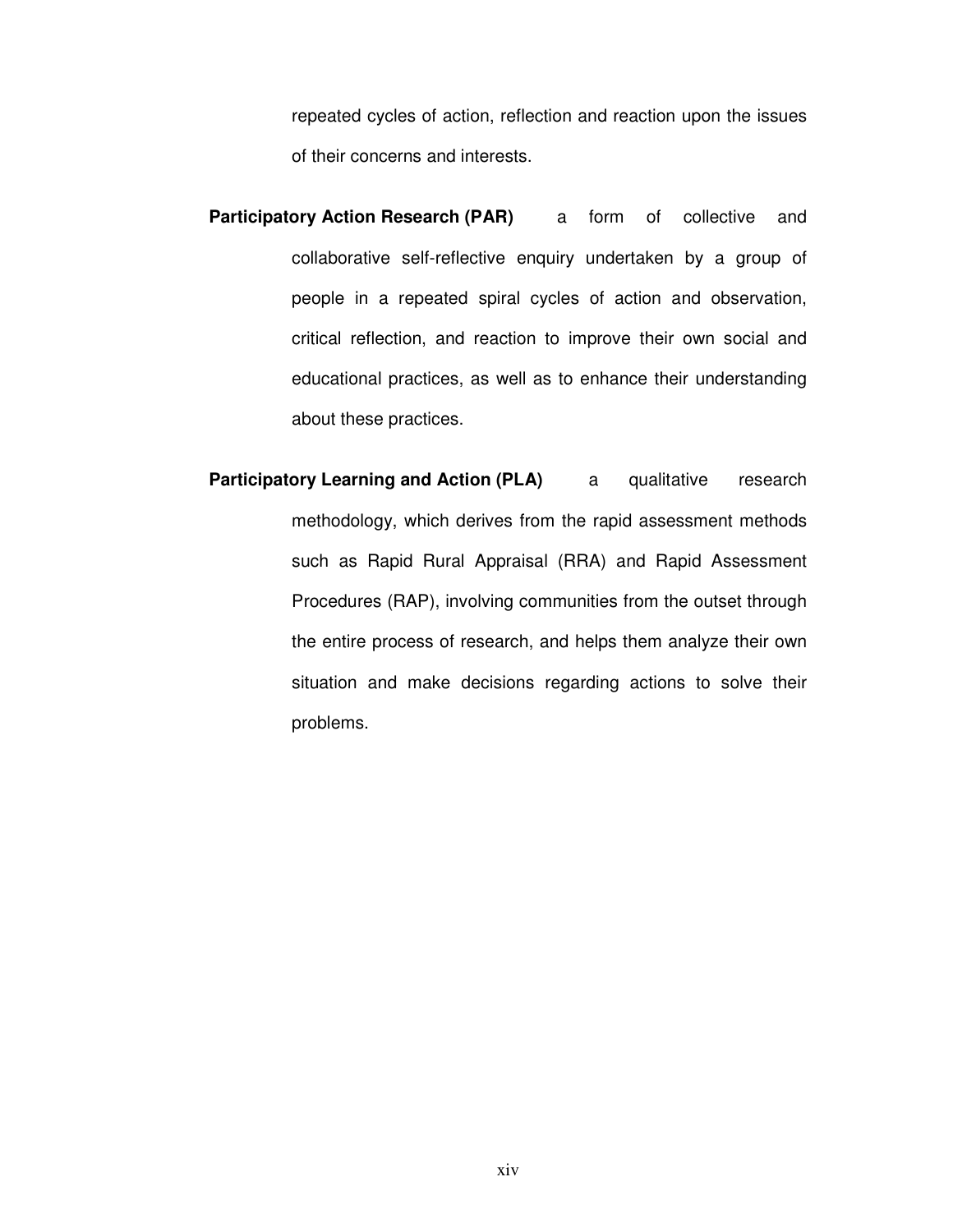repeated cycles of action, reflection and reaction upon the issues of their concerns and interests.

**Participatory Action Research (PAR)** a form of collective and collaborative self-reflective enquiry undertaken by a group of people in a repeated spiral cycles of action and observation, critical reflection, and reaction to improve their own social and educational practices, as well as to enhance their understanding about these practices.

**Participatory Learning and Action (PLA)** a qualitative research methodology, which derives from the rapid assessment methods such as Rapid Rural Appraisal (RRA) and Rapid Assessment Procedures (RAP), involving communities from the outset through the entire process of research, and helps them analyze their own situation and make decisions regarding actions to solve their problems.